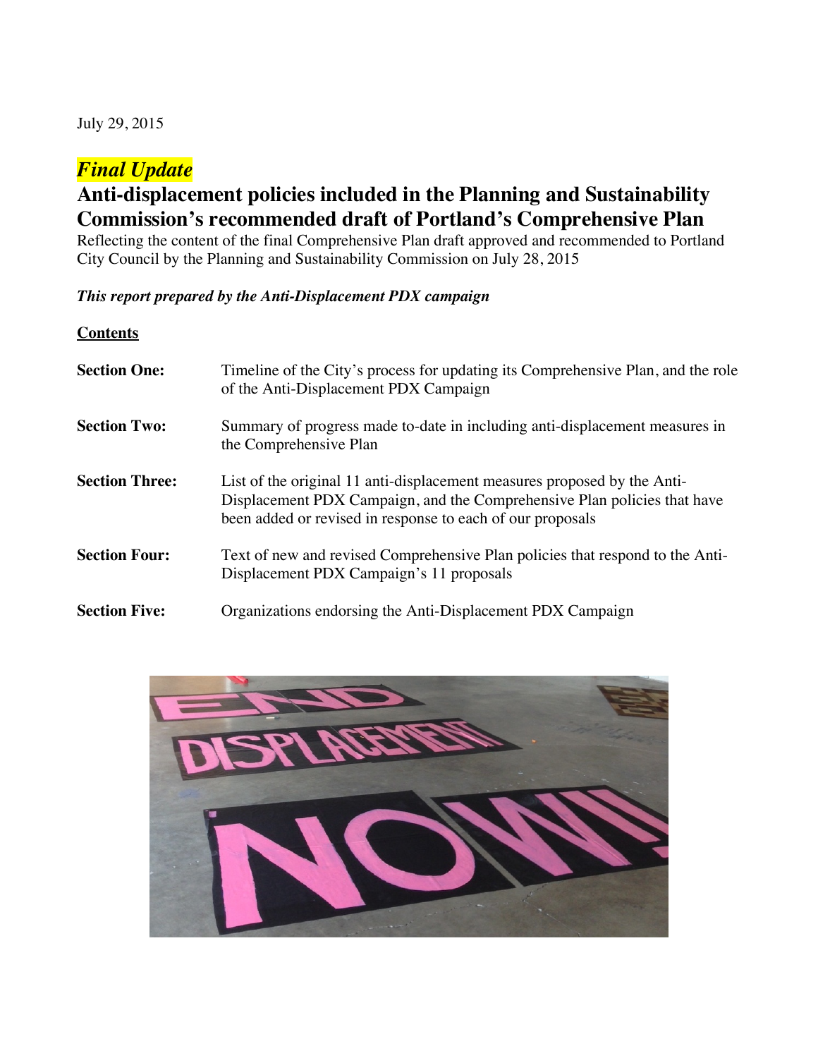July 29, 2015

*Final Update*

# Anti-displacement policies included in the Planning and Sustainability Commission's recommended draft of Portland's Comprehensive Plan

Reflecting the content of the final Comprehensive Plan draft approved and recommended to Portland City Council by the Planning and Sustainability Commission on July 28, 2015

***This report prepared by the Anti-Displacement PDX campaign***

**Contents**

| | |
|---|---|
| **Section One:** | Timeline of the City's process for updating its Comprehensive Plan, and the role of the Anti-Displacement PDX Campaign |
| **Section Two:** | Summary of progress made to-date in including anti-displacement measures in the Comprehensive Plan |
| **Section Three:** | List of the original 11 anti-displacement measures proposed by the Anti-Displacement PDX Campaign, and the Comprehensive Plan policies that have been added or revised in response to each of our proposals |
| **Section Four:** | Text of new and revised Comprehensive Plan policies that respond to the Anti-Displacement PDX Campaign's 11 proposals |
| **Section Five:** | Organizations endorsing the Anti-Displacement PDX Campaign |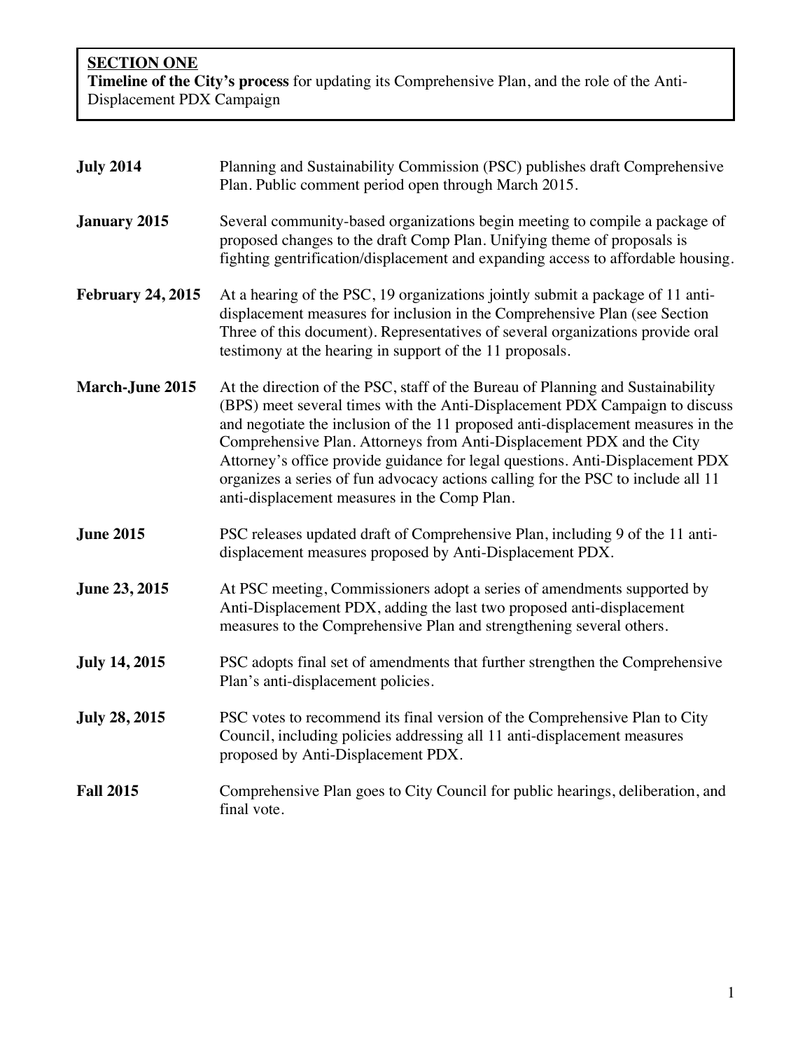**SECTION ONE**
**Timeline of the City's process** for updating its Comprehensive Plan, and the role of the Anti-Displacement PDX Campaign

| | |
|---|---|
| **July 2014** | Planning and Sustainability Commission (PSC) publishes draft Comprehensive Plan. Public comment period open through March 2015. |
| **January 2015** | Several community-based organizations begin meeting to compile a package of proposed changes to the draft Comp Plan. Unifying theme of proposals is fighting gentrification/displacement and expanding access to affordable housing. |
| **February 24, 2015** | At a hearing of the PSC, 19 organizations jointly submit a package of 11 anti-displacement measures for inclusion in the Comprehensive Plan (see Section Three of this document). Representatives of several organizations provide oral testimony at the hearing in support of the 11 proposals. |
| **March-June 2015** | At the direction of the PSC, staff of the Bureau of Planning and Sustainability (BPS) meet several times with the Anti-Displacement PDX Campaign to discuss and negotiate the inclusion of the 11 proposed anti-displacement measures in the Comprehensive Plan. Attorneys from Anti-Displacement PDX and the City Attorney's office provide guidance for legal questions. Anti-Displacement PDX organizes a series of fun advocacy actions calling for the PSC to include all 11 anti-displacement measures in the Comp Plan. |
| **June 2015** | PSC releases updated draft of Comprehensive Plan, including 9 of the 11 anti-displacement measures proposed by Anti-Displacement PDX. |
| **June 23, 2015** | At PSC meeting, Commissioners adopt a series of amendments supported by Anti-Displacement PDX, adding the last two proposed anti-displacement measures to the Comprehensive Plan and strengthening several others. |
| **July 14, 2015** | PSC adopts final set of amendments that further strengthen the Comprehensive Plan's anti-displacement policies. |
| **July 28, 2015** | PSC votes to recommend its final version of the Comprehensive Plan to City Council, including policies addressing all 11 anti-displacement measures proposed by Anti-Displacement PDX. |
| **Fall 2015** | Comprehensive Plan goes to City Council for public hearings, deliberation, and final vote. |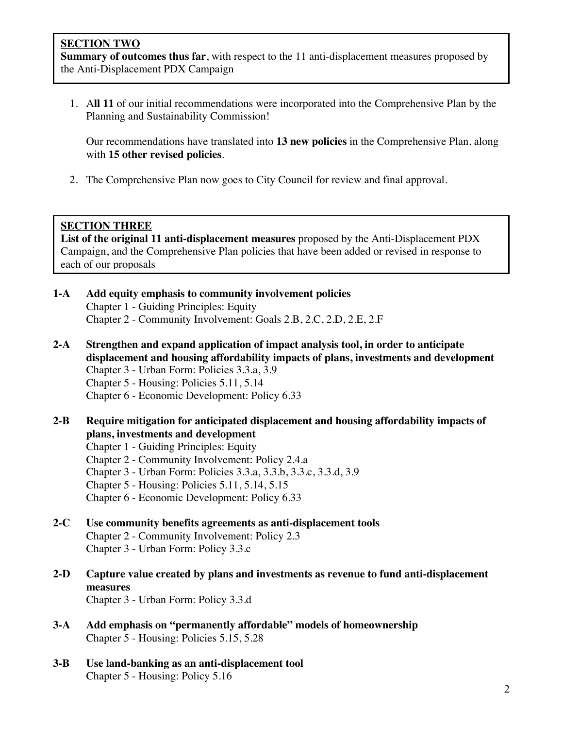**SECTION TWO**

**Summary of outcomes thus far**, with respect to the 11 anti-displacement measures proposed by the Anti-Displacement PDX Campaign

1. A**ll 11** of our initial recommendations were incorporated into the Comprehensive Plan by the Planning and Sustainability Commission!

   Our recommendations have translated into **13 new policies** in the Comprehensive Plan, along with **15 other revised policies**.

2. The Comprehensive Plan now goes to City Council for review and final approval.

**SECTION THREE**

**List of the original 11 anti-displacement measures** proposed by the Anti-Displacement PDX Campaign, and the Comprehensive Plan policies that have been added or revised in response to each of our proposals

**1-A Add equity emphasis to community involvement policies**
Chapter 1 - Guiding Principles: Equity
Chapter 2 - Community Involvement: Goals 2.B, 2.C, 2.D, 2.E, 2.F

**2-A Strengthen and expand application of impact analysis tool, in order to anticipate displacement and housing affordability impacts of plans, investments and development**
Chapter 3 - Urban Form: Policies 3.3.a, 3.9
Chapter 5 - Housing: Policies 5.11, 5.14
Chapter 6 - Economic Development: Policy 6.33

**2-B Require mitigation for anticipated displacement and housing affordability impacts of plans, investments and development**
Chapter 1 - Guiding Principles: Equity
Chapter 2 - Community Involvement: Policy 2.4.a
Chapter 3 - Urban Form: Policies 3.3.a, 3.3.b, 3.3.c, 3.3.d, 3.9
Chapter 5 - Housing: Policies 5.11, 5.14, 5.15
Chapter 6 - Economic Development: Policy 6.33

**2-C Use community benefits agreements as anti-displacement tools**
Chapter 2 - Community Involvement: Policy 2.3
Chapter 3 - Urban Form: Policy 3.3.c

**2-D Capture value created by plans and investments as revenue to fund anti-displacement measures**
Chapter 3 - Urban Form: Policy 3.3.d

**3-A Add emphasis on "permanently affordable" models of homeownership**
Chapter 5 - Housing: Policies 5.15, 5.28

**3-B Use land-banking as an anti-displacement tool**
Chapter 5 - Housing: Policy 5.16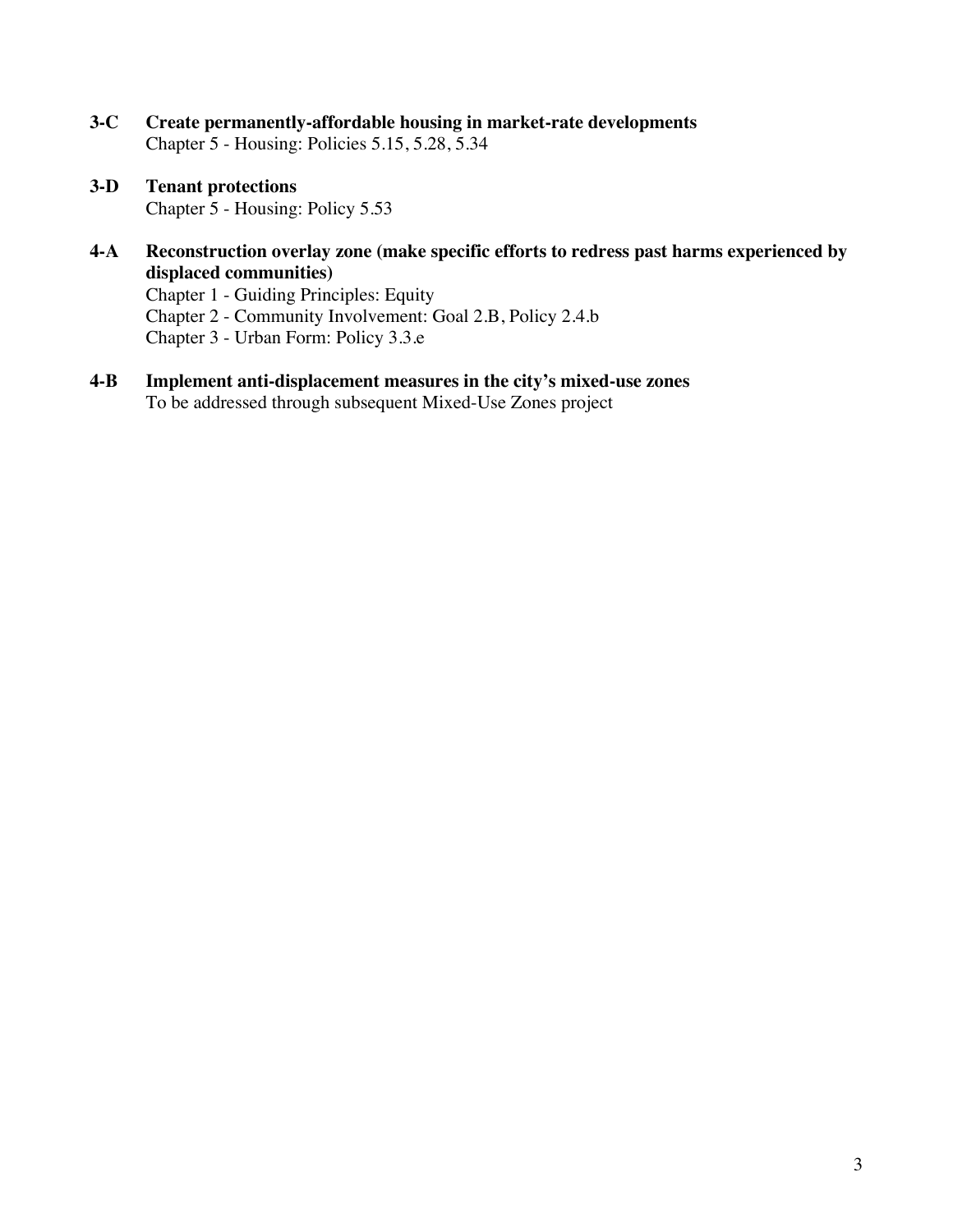**3-C Create permanently-affordable housing in market-rate developments**
Chapter 5 - Housing: Policies 5.15, 5.28, 5.34

**3-D Tenant protections**
Chapter 5 - Housing: Policy 5.53

**4-A Reconstruction overlay zone (make specific efforts to redress past harms experienced by displaced communities)**
Chapter 1 - Guiding Principles: Equity
Chapter 2 - Community Involvement: Goal 2.B, Policy 2.4.b
Chapter 3 - Urban Form: Policy 3.3.e

**4-B Implement anti-displacement measures in the city's mixed-use zones**
To be addressed through subsequent Mixed-Use Zones project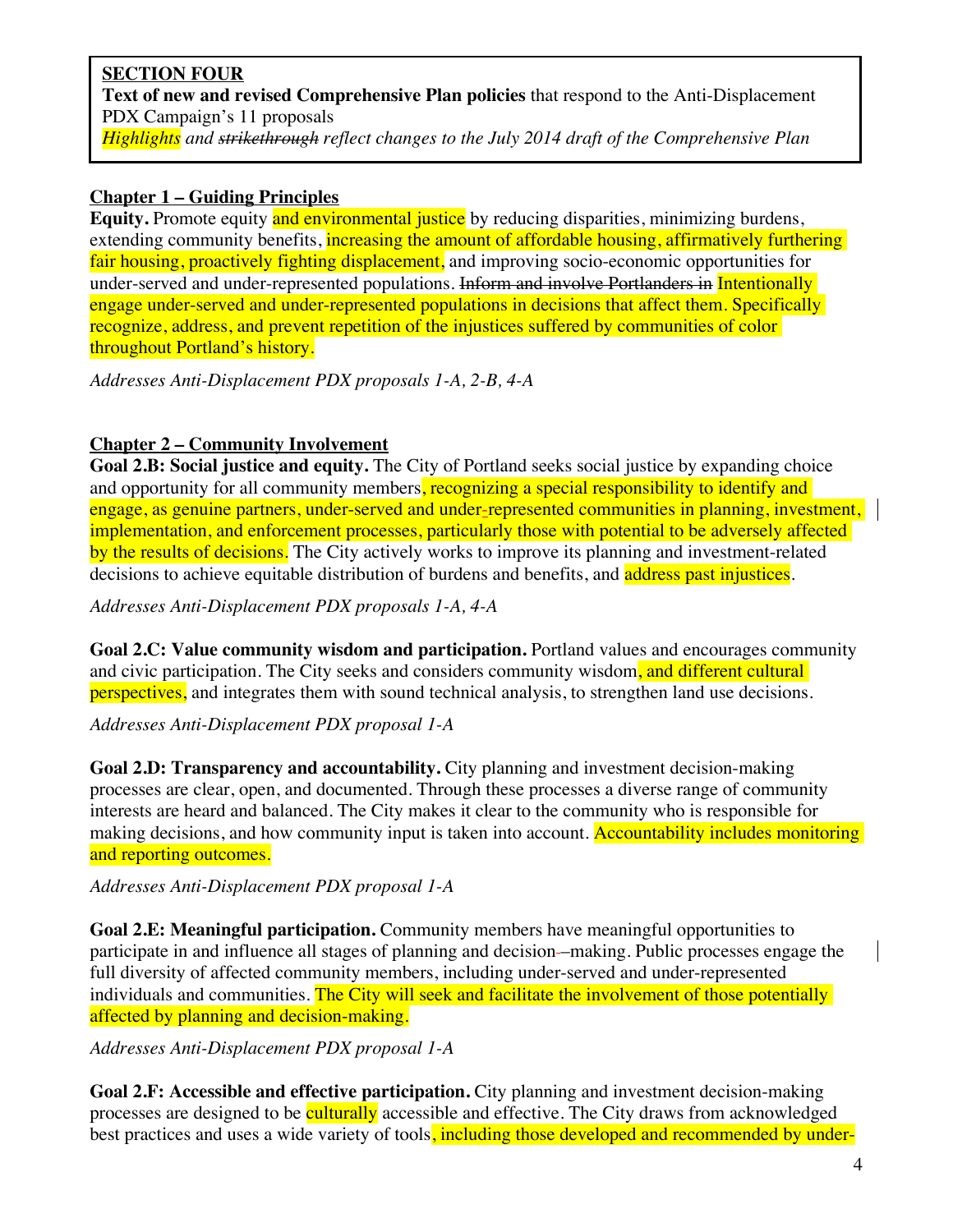**SECTION FOUR**

**Text of new and revised Comprehensive Plan policies** that respond to the Anti-Displacement PDX Campaign's 11 proposals

*Highlights and ~~strikethrough~~ reflect changes to the July 2014 draft of the Comprehensive Plan*

## Chapter 1 – Guiding Principles

**Equity.** Promote equity and environmental justice by reducing disparities, minimizing burdens, extending community benefits, increasing the amount of affordable housing, affirmatively furthering fair housing, proactively fighting displacement, and improving socio-economic opportunities for under-served and under-represented populations. ~~Inform and involve Portlanders in~~ Intentionally engage under-served and under-represented populations in decisions that affect them. Specifically recognize, address, and prevent repetition of the injustices suffered by communities of color throughout Portland's history.

*Addresses Anti-Displacement PDX proposals 1-A, 2-B, 4-A*

## Chapter 2 – Community Involvement

**Goal 2.B: Social justice and equity.** The City of Portland seeks social justice by expanding choice and opportunity for all community members, recognizing a special responsibility to identify and engage, as genuine partners, under-served and under-represented communities in planning, investment, implementation, and enforcement processes, particularly those with potential to be adversely affected by the results of decisions. The City actively works to improve its planning and investment-related decisions to achieve equitable distribution of burdens and benefits, and address past injustices.

*Addresses Anti-Displacement PDX proposals 1-A, 4-A*

**Goal 2.C: Value community wisdom and participation.** Portland values and encourages community and civic participation. The City seeks and considers community wisdom, and different cultural perspectives, and integrates them with sound technical analysis, to strengthen land use decisions.

*Addresses Anti-Displacement PDX proposal 1-A*

**Goal 2.D: Transparency and accountability.** City planning and investment decision-making processes are clear, open, and documented. Through these processes a diverse range of community interests are heard and balanced. The City makes it clear to the community who is responsible for making decisions, and how community input is taken into account. Accountability includes monitoring and reporting outcomes.

*Addresses Anti-Displacement PDX proposal 1-A*

**Goal 2.E: Meaningful participation.** Community members have meaningful opportunities to participate in and influence all stages of planning and decision-making. Public processes engage the full diversity of affected community members, including under-served and under-represented individuals and communities. The City will seek and facilitate the involvement of those potentially affected by planning and decision-making.

*Addresses Anti-Displacement PDX proposal 1-A*

**Goal 2.F: Accessible and effective participation.** City planning and investment decision-making processes are designed to be culturally accessible and effective. The City draws from acknowledged best practices and uses a wide variety of tools, including those developed and recommended by under-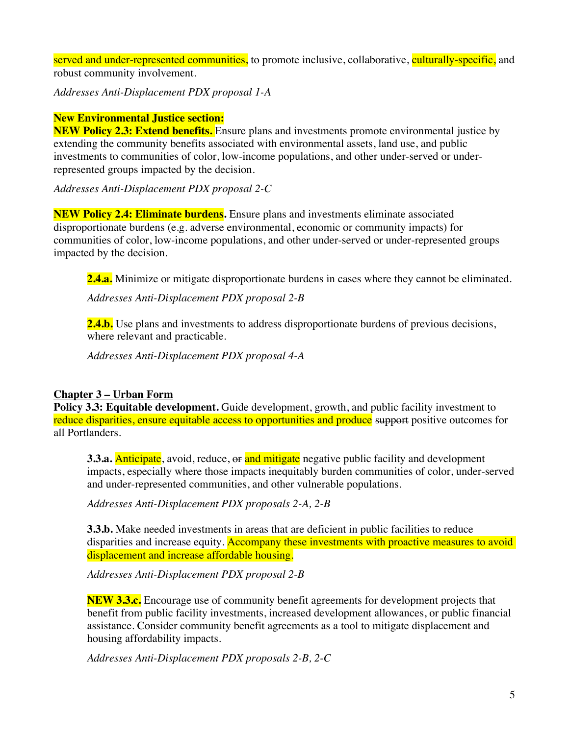served and under-represented communities, to promote inclusive, collaborative, culturally-specific, and robust community involvement.

*Addresses Anti-Displacement PDX proposal 1-A*

**New Environmental Justice section:**
**NEW Policy 2.3: Extend benefits.** Ensure plans and investments promote environmental justice by extending the community benefits associated with environmental assets, land use, and public investments to communities of color, low-income populations, and other under-served or under-represented groups impacted by the decision.

*Addresses Anti-Displacement PDX proposal 2-C*

**NEW Policy 2.4: Eliminate burdens.** Ensure plans and investments eliminate associated disproportionate burdens (e.g. adverse environmental, economic or community impacts) for communities of color, low-income populations, and other under-served or under-represented groups impacted by the decision.

> **2.4.a.** Minimize or mitigate disproportionate burdens in cases where they cannot be eliminated.
>
> *Addresses Anti-Displacement PDX proposal 2-B*
>
> **2.4.b.** Use plans and investments to address disproportionate burdens of previous decisions, where relevant and practicable.
>
> *Addresses Anti-Displacement PDX proposal 4-A*

**Chapter 3 – Urban Form**

**Policy 3.3: Equitable development.** Guide development, growth, and public facility investment to reduce disparities, ensure equitable access to opportunities and produce ~~support~~ positive outcomes for all Portlanders.

> **3.3.a.** Anticipate, avoid, reduce, ~~or~~ and mitigate negative public facility and development impacts, especially where those impacts inequitably burden communities of color, under-served and under-represented communities, and other vulnerable populations.
>
> *Addresses Anti-Displacement PDX proposals 2-A, 2-B*
>
> **3.3.b.** Make needed investments in areas that are deficient in public facilities to reduce disparities and increase equity. Accompany these investments with proactive measures to avoid displacement and increase affordable housing.
>
> *Addresses Anti-Displacement PDX proposal 2-B*
>
> **NEW 3.3.c.** Encourage use of community benefit agreements for development projects that benefit from public facility investments, increased development allowances, or public financial assistance. Consider community benefit agreements as a tool to mitigate displacement and housing affordability impacts.
>
> *Addresses Anti-Displacement PDX proposals 2-B, 2-C*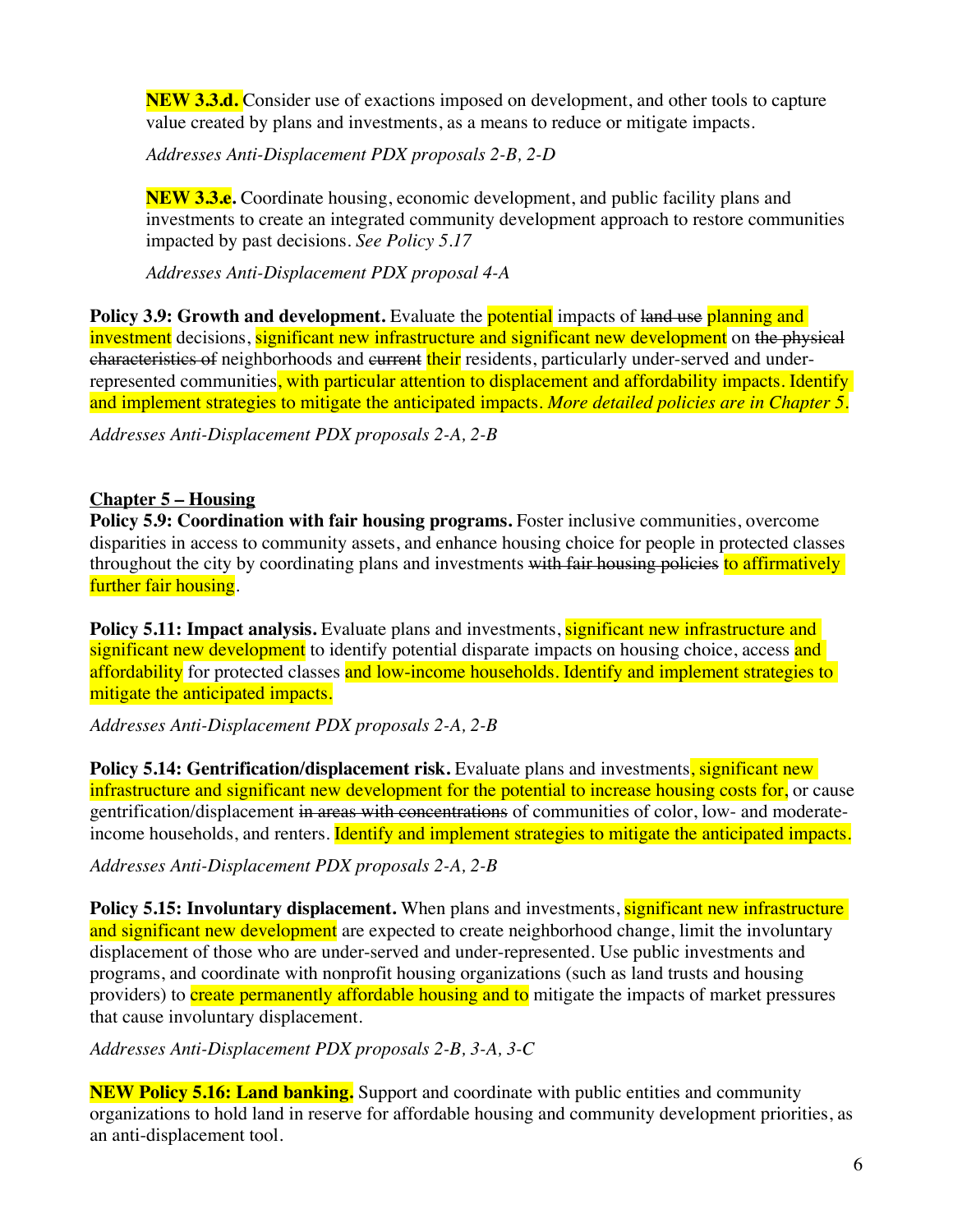**NEW 3.3.d.** Consider use of exactions imposed on development, and other tools to capture value created by plans and investments, as a means to reduce or mitigate impacts.

*Addresses Anti-Displacement PDX proposals 2-B, 2-D*

**NEW 3.3.e.** Coordinate housing, economic development, and public facility plans and investments to create an integrated community development approach to restore communities impacted by past decisions. *See Policy 5.17*

*Addresses Anti-Displacement PDX proposal 4-A*

**Policy 3.9: Growth and development.** Evaluate the potential impacts of ~~land use~~ planning and investment decisions, significant new infrastructure and significant new development on ~~the physical characteristics of~~ neighborhoods and ~~current~~ their residents, particularly under-served and under-represented communities, with particular attention to displacement and affordability impacts. Identify and implement strategies to mitigate the anticipated impacts. *More detailed policies are in Chapter 5.*

*Addresses Anti-Displacement PDX proposals 2-A, 2-B*

**Chapter 5 – Housing**

**Policy 5.9: Coordination with fair housing programs.** Foster inclusive communities, overcome disparities in access to community assets, and enhance housing choice for people in protected classes throughout the city by coordinating plans and investments ~~with fair housing policies~~ to affirmatively further fair housing.

**Policy 5.11: Impact analysis.** Evaluate plans and investments, significant new infrastructure and significant new development to identify potential disparate impacts on housing choice, access and affordability for protected classes and low-income households. Identify and implement strategies to mitigate the anticipated impacts.

*Addresses Anti-Displacement PDX proposals 2-A, 2-B*

**Policy 5.14: Gentrification/displacement risk.** Evaluate plans and investments, significant new infrastructure and significant new development for the potential to increase housing costs for, or cause gentrification/displacement ~~in areas with concentrations~~ of communities of color, low- and moderate-income households, and renters. Identify and implement strategies to mitigate the anticipated impacts.

*Addresses Anti-Displacement PDX proposals 2-A, 2-B*

**Policy 5.15: Involuntary displacement.** When plans and investments, significant new infrastructure and significant new development are expected to create neighborhood change, limit the involuntary displacement of those who are under-served and under-represented. Use public investments and programs, and coordinate with nonprofit housing organizations (such as land trusts and housing providers) to create permanently affordable housing and to mitigate the impacts of market pressures that cause involuntary displacement.

*Addresses Anti-Displacement PDX proposals 2-B, 3-A, 3-C*

**NEW Policy 5.16: Land banking.** Support and coordinate with public entities and community organizations to hold land in reserve for affordable housing and community development priorities, as an anti-displacement tool.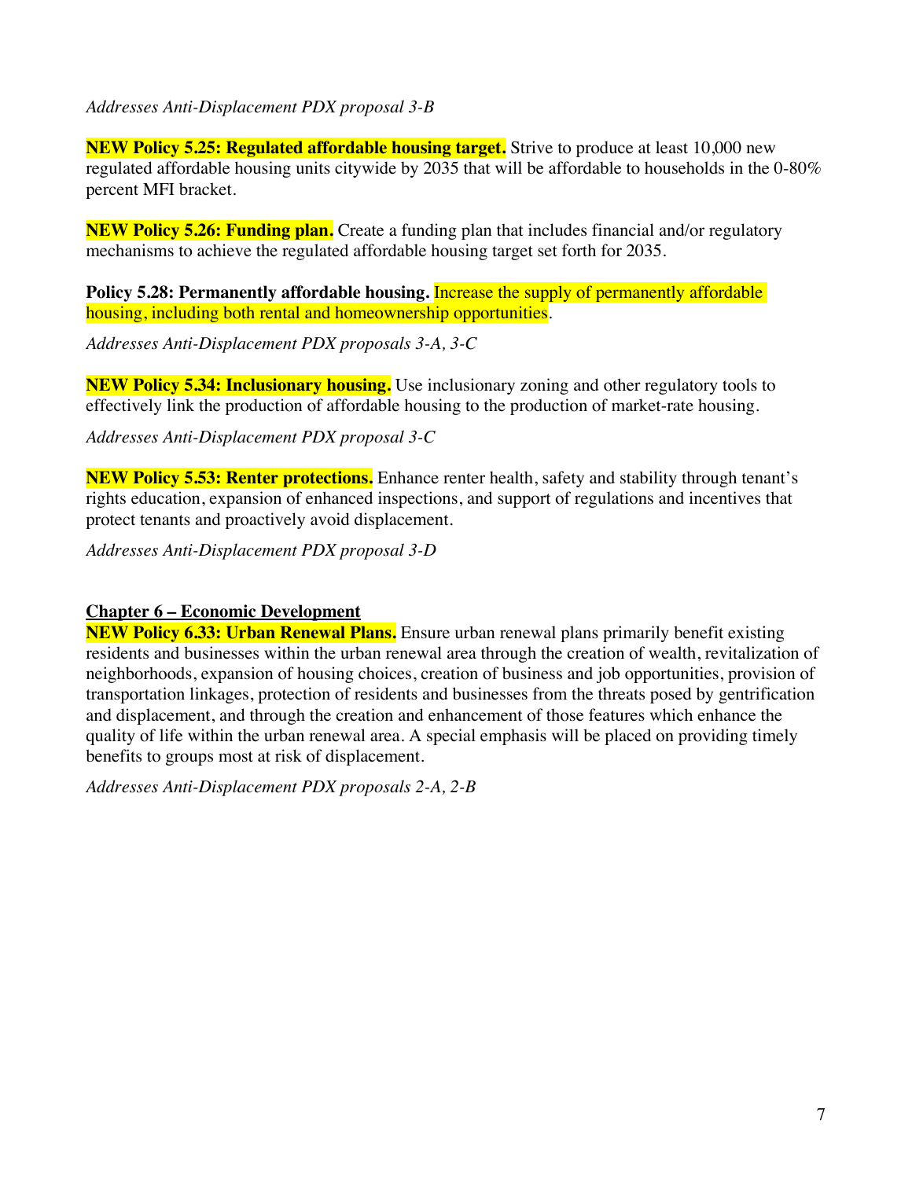*Addresses Anti-Displacement PDX proposal 3-B*

**NEW Policy 5.25: Regulated affordable housing target.** Strive to produce at least 10,000 new regulated affordable housing units citywide by 2035 that will be affordable to households in the 0-80% percent MFI bracket.

**NEW Policy 5.26: Funding plan.** Create a funding plan that includes financial and/or regulatory mechanisms to achieve the regulated affordable housing target set forth for 2035.

**Policy 5.28: Permanently affordable housing.** Increase the supply of permanently affordable housing, including both rental and homeownership opportunities.

*Addresses Anti-Displacement PDX proposals 3-A, 3-C*

**NEW Policy 5.34: Inclusionary housing.** Use inclusionary zoning and other regulatory tools to effectively link the production of affordable housing to the production of market-rate housing.

*Addresses Anti-Displacement PDX proposal 3-C*

**NEW Policy 5.53: Renter protections.** Enhance renter health, safety and stability through tenant's rights education, expansion of enhanced inspections, and support of regulations and incentives that protect tenants and proactively avoid displacement.

*Addresses Anti-Displacement PDX proposal 3-D*

## Chapter 6 – Economic Development

**NEW Policy 6.33: Urban Renewal Plans.** Ensure urban renewal plans primarily benefit existing residents and businesses within the urban renewal area through the creation of wealth, revitalization of neighborhoods, expansion of housing choices, creation of business and job opportunities, provision of transportation linkages, protection of residents and businesses from the threats posed by gentrification and displacement, and through the creation and enhancement of those features which enhance the quality of life within the urban renewal area. A special emphasis will be placed on providing timely benefits to groups most at risk of displacement.

*Addresses Anti-Displacement PDX proposals 2-A, 2-B*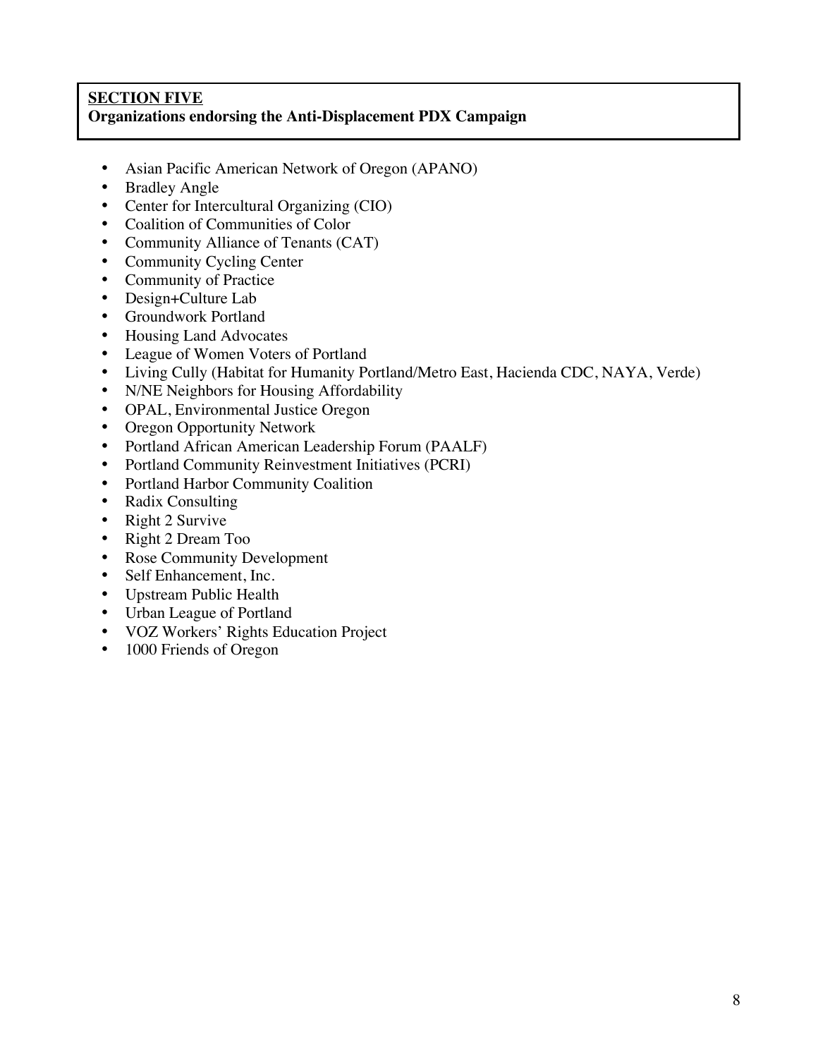## SECTION FIVE

**Organizations endorsing the Anti-Displacement PDX Campaign**

- Asian Pacific American Network of Oregon (APANO)
- Bradley Angle
- Center for Intercultural Organizing (CIO)
- Coalition of Communities of Color
- Community Alliance of Tenants (CAT)
- Community Cycling Center
- Community of Practice
- Design+Culture Lab
- Groundwork Portland
- Housing Land Advocates
- League of Women Voters of Portland
- Living Cully (Habitat for Humanity Portland/Metro East, Hacienda CDC, NAYA, Verde)
- N/NE Neighbors for Housing Affordability
- OPAL, Environmental Justice Oregon
- Oregon Opportunity Network
- Portland African American Leadership Forum (PAALF)
- Portland Community Reinvestment Initiatives (PCRI)
- Portland Harbor Community Coalition
- Radix Consulting
- Right 2 Survive
- Right 2 Dream Too
- Rose Community Development
- Self Enhancement, Inc.
- Upstream Public Health
- Urban League of Portland
- VOZ Workers' Rights Education Project
- 1000 Friends of Oregon